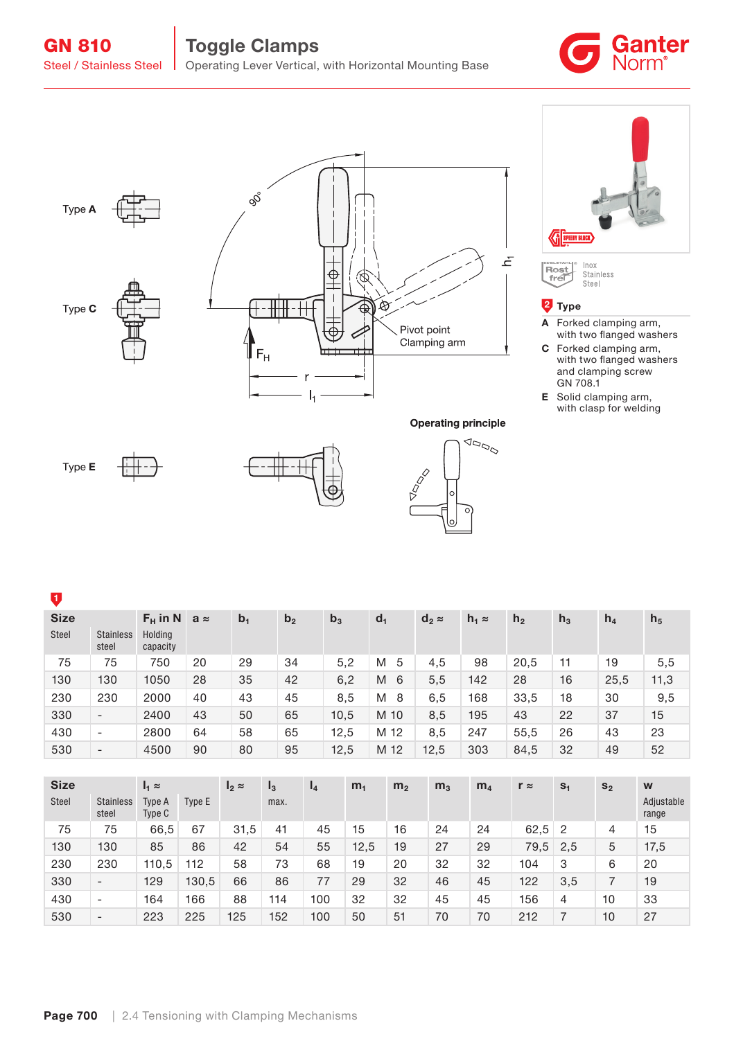# GN 810

Steel / Stainless Steel

## Toggle Clamps

Operating Lever Vertical, with Horizontal Mounting Base

Type **A**

Type **C**

Type **E**

90°

$h_1$

$F_H$

r

$l_1$

Pivot point
Clamping arm

**Operating principle**

Inox
Stainless
Steel

**2 Type**

- **A** Forked clamping arm, with two flanged washers
- **C** Forked clamping arm, with two flanged washers and clamping screw GN 708.1
- **E** Solid clamping arm, with clasp for welding

**1**

| Size | | $F_H$ in N | a ≈ | $b_1$ | $b_2$ | $b_3$ | $d_1$ | $d_2$ ≈ | $h_1$ ≈ | $h_2$ | $h_3$ | $h_4$ | $h_5$ |
|---|---|---|---|---|---|---|---|---|---|---|---|---|---|
| Steel | Stainless steel | Holding capacity | | | | | | | | | | | |
| 75 | 75 | 750 | 20 | 29 | 34 | 5,2 | M 5 | 4,5 | 98 | 20,5 | 11 | 19 | 5,5 |
| 130 | 130 | 1050 | 28 | 35 | 42 | 6,2 | M 6 | 5,5 | 142 | 28 | 16 | 25,5 | 11,3 |
| 230 | 230 | 2000 | 40 | 43 | 45 | 8,5 | M 8 | 6,5 | 168 | 33,5 | 18 | 30 | 9,5 |
| 330 | - | 2400 | 43 | 50 | 65 | 10,5 | M 10 | 8,5 | 195 | 43 | 22 | 37 | 15 |
| 430 | - | 2800 | 64 | 58 | 65 | 12,5 | M 12 | 8,5 | 247 | 55,5 | 26 | 43 | 23 |
| 530 | - | 4500 | 90 | 80 | 95 | 12,5 | M 12 | 12,5 | 303 | 84,5 | 32 | 49 | 52 |

| Size | | $l_1$ ≈ | | $l_2$ ≈ | $l_3$ | $l_4$ | $m_1$ | $m_2$ | $m_3$ | $m_4$ | r ≈ | $s_1$ | $s_2$ | w |
|---|---|---|---|---|---|---|---|---|---|---|---|---|---|---|
| Steel | Stainless steel | Type A Type C | Type E | | max. | | | | | | | | | Adjustable range |
| 75 | 75 | 66,5 | 67 | 31,5 | 41 | 45 | 15 | 16 | 24 | 24 | 62,5 | 2 | 4 | 15 |
| 130 | 130 | 85 | 86 | 42 | 54 | 55 | 12,5 | 19 | 27 | 29 | 79,5 | 2,5 | 5 | 17,5 |
| 230 | 230 | 110,5 | 112 | 58 | 73 | 68 | 19 | 20 | 32 | 32 | 104 | 3 | 6 | 20 |
| 330 | - | 129 | 130,5 | 66 | 86 | 77 | 29 | 32 | 46 | 45 | 122 | 3,5 | 7 | 19 |
| 430 | - | 164 | 166 | 88 | 114 | 100 | 32 | 32 | 45 | 45 | 156 | 4 | 10 | 33 |
| 530 | - | 223 | 225 | 125 | 152 | 100 | 50 | 51 | 70 | 70 | 212 | 7 | 10 | 27 |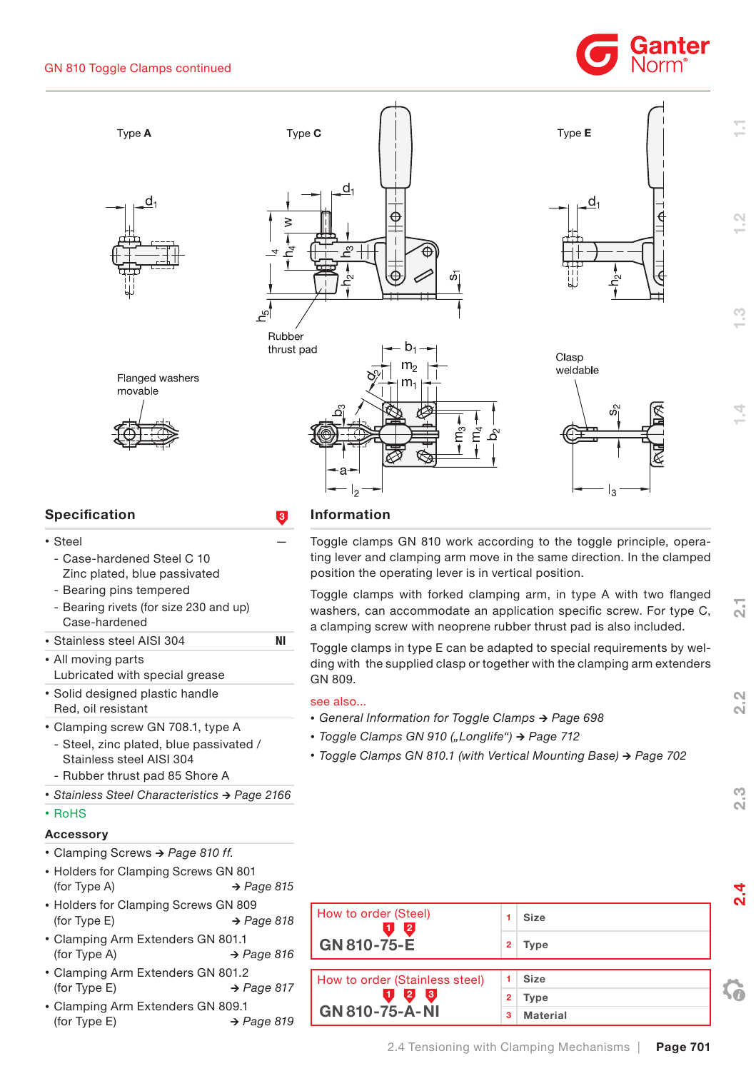Type **A**

Type **C**

Type **E**

Flanged washers movable

Rubber thrust pad

Clasp weldable

## Specification

- Steel
  - Case-hardened Steel C 10 Zinc plated, blue passivated
  - Bearing pins tempered
  - Bearing rivets (for size 230 and up) Case-hardened
- Stainless steel AISI 304 **NI**
- All moving parts Lubricated with special grease
- Solid designed plastic handle Red, oil resistant
- Clamping screw GN 708.1, type A
  - Steel, zinc plated, blue passivated / Stainless steel AISI 304
  - Rubber thrust pad 85 Shore A
- *Stainless Steel Characteristics → Page 2166*
- RoHS

### Accessory

- Clamping Screws *→ Page 810 ff.*
- Holders for Clamping Screws GN 801 (for Type A) *→ Page 815*
- Holders for Clamping Screws GN 809 (for Type E) *→ Page 818*
- Clamping Arm Extenders GN 801.1 (for Type A) *→ Page 816*
- Clamping Arm Extenders GN 801.2 (for Type E) *→ Page 817*
- Clamping Arm Extenders GN 809.1 (for Type E) *→ Page 819*

## Information

Toggle clamps GN 810 work according to the toggle principle, operating lever and clamping arm move in the same direction. In the clamped position the operating lever is in vertical position.

Toggle clamps with forked clamping arm, in type A with two flanged washers, can accommodate an application specific screw. For type C, a clamping screw with neoprene rubber thrust pad is also included.

Toggle clamps in type E can be adapted to special requirements by welding with the supplied clasp or together with the clamping arm extenders GN 809.

see also...

- *General Information for Toggle Clamps → Page 698*
- *Toggle Clamps GN 910 („Longlife") → Page 712*
- *Toggle Clamps GN 810.1 (with Vertical Mounting Base) → Page 702*

| How to order (Steel) | | |
|---|---|---|
| **GN 810-75-E** | 1 | **Size** |
| | 2 | **Type** |

| How to order (Stainless steel) | | |
|---|---|---|
| **GN 810-75-A-NI** | 1 | **Size** |
| | 2 | **Type** |
| | 3 | **Material** |